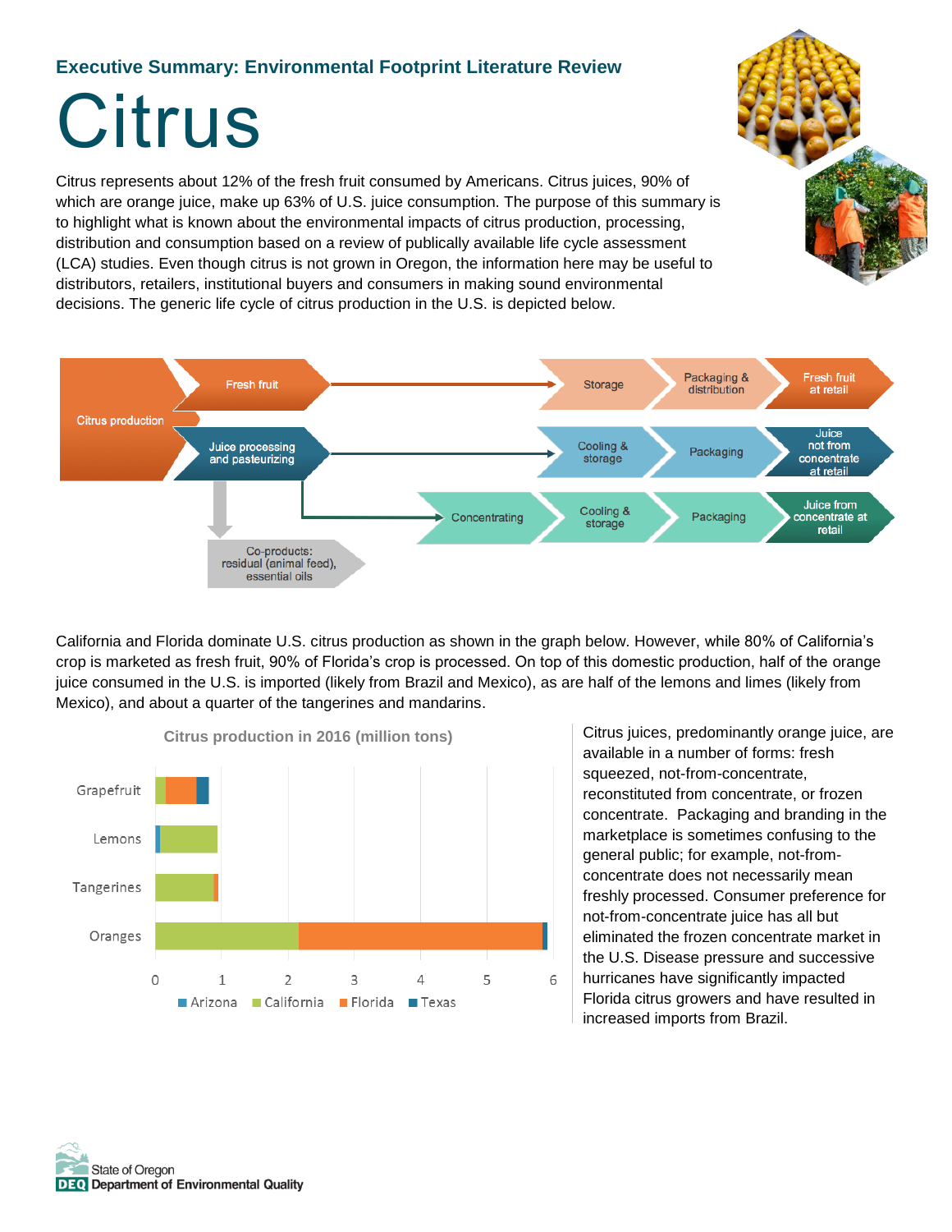### Executive Summary: Environmental Footprint Literature Review

# Citrus

Citrus represents about 12% of the fresh fruit consumed by Americans. Citrus juices, 90% of which are orange juice, make up 63% of U.S. juice consumption. The purpose of this summary is to highlight what is known about the environmental impacts of citrus production, processing, distribution and consumption based on a review of publically available life cycle assessment (LCA) studies. Even though citrus is not grown in Oregon, the information here may be useful to distributors, retailers, institutional buyers and consumers in making sound environmental decisions. The generic life cycle of citrus production in the U.S. is depicted below.

Citrus production → Fresh fruit → Storage → Packaging & distribution → Fresh fruit at retail

Citrus production → Juice processing and pasteurizing → Cooling & storage → Packaging → Juice not from concentrate at retail

Juice processing and pasteurizing → Concentrating → Cooling & storage → Packaging → Juice from concentrate at retail

Juice processing and pasteurizing → Co-products: residual (animal feed), essential oils

California and Florida dominate U.S. citrus production as shown in the graph below. However, while 80% of California's crop is marketed as fresh fruit, 90% of Florida's crop is processed. On top of this domestic production, half of the orange juice consumed in the U.S. is imported (likely from Brazil and Mexico), as are half of the lemons and limes (likely from Mexico), and about a quarter of the tangerines and mandarins.

**Citrus production in 2016 (million tons)**

Stacked bar chart (x-axis 0–6; legend: Arizona, California, Florida, Texas) with bars for Grapefruit, Lemons, Tangerines, Oranges.

Citrus juices, predominantly orange juice, are available in a number of forms: fresh squeezed, not-from-concentrate, reconstituted from concentrate, or frozen concentrate. Packaging and branding in the marketplace is sometimes confusing to the general public; for example, not-from-concentrate does not necessarily mean freshly processed. Consumer preference for not-from-concentrate juice has all but eliminated the frozen concentrate market in the U.S. Disease pressure and successive hurricanes have significantly impacted Florida citrus growers and have resulted in increased imports from Brazil.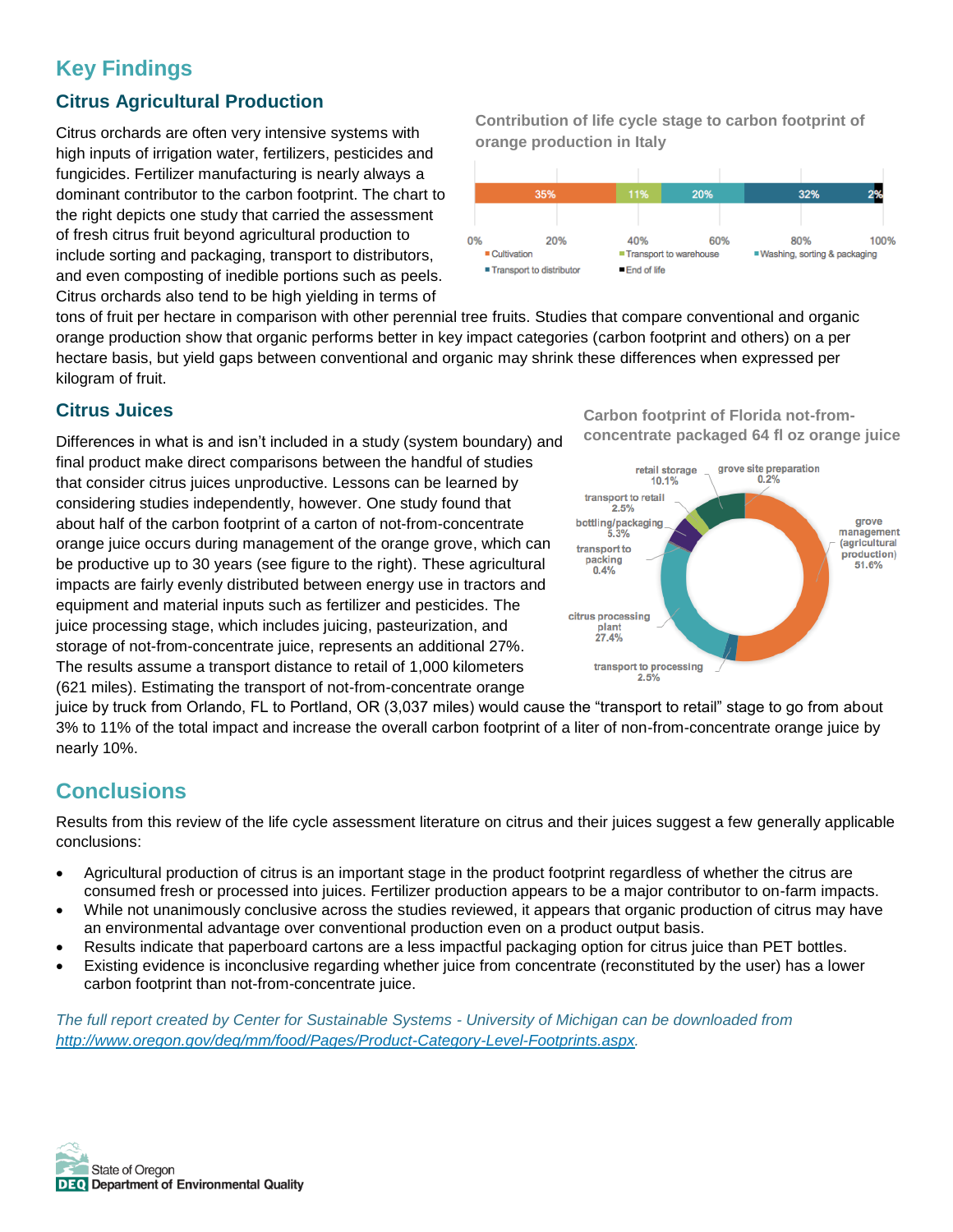## Key Findings

### Citrus Agricultural Production

Citrus orchards are often very intensive systems with high inputs of irrigation water, fertilizers, pesticides and fungicides. Fertilizer manufacturing is nearly always a dominant contributor to the carbon footprint. The chart to the right depicts one study that carried the assessment of fresh citrus fruit beyond agricultural production to include sorting and packaging, transport to distributors, and even composting of inedible portions such as peels. Citrus orchards also tend to be high yielding in terms of tons of fruit per hectare in comparison with other perennial tree fruits. Studies that compare conventional and organic orange production show that organic performs better in key impact categories (carbon footprint and others) on a per hectare basis, but yield gaps between conventional and organic may shrink these differences when expressed per kilogram of fruit.

**Contribution of life cycle stage to carbon footprint of orange production in Italy**

35%
11%
20%
32%
2%

0%
20%
40%
60%
80%
100%

Cultivation
Transport to warehouse
Washing, sorting & packaging
Transport to distributor
End of life

### Citrus Juices

Differences in what is and isn't included in a study (system boundary) and final product make direct comparisons between the handful of studies that consider citrus juices unproductive. Lessons can be learned by considering studies independently, however. One study found that about half of the carbon footprint of a carton of not-from-concentrate orange juice occurs during management of the orange grove, which can be productive up to 30 years (see figure to the right). These agricultural impacts are fairly evenly distributed between energy use in tractors and equipment and material inputs such as fertilizer and pesticides. The juice processing stage, which includes juicing, pasteurization, and storage of not-from-concentrate juice, represents an additional 27%. The results assume a transport distance to retail of 1,000 kilometers (621 miles). Estimating the transport of not-from-concentrate orange juice by truck from Orlando, FL to Portland, OR (3,037 miles) would cause the "transport to retail" stage to go from about 3% to 11% of the total impact and increase the overall carbon footprint of a liter of non-from-concentrate orange juice by nearly 10%.

**Carbon footprint of Florida not-from-concentrate packaged 64 fl oz orange juice**

grove site preparation 0.2%
grove management (agricultural production) 51.6%
transport to processing 2.5%
citrus processing plant 27.4%
transport to packing 0.4%
bottling/packaging 5.3%
transport to retail 2.5%
retail storage 10.1%

## Conclusions

Results from this review of the life cycle assessment literature on citrus and their juices suggest a few generally applicable conclusions:

- Agricultural production of citrus is an important stage in the product footprint regardless of whether the citrus are consumed fresh or processed into juices. Fertilizer production appears to be a major contributor to on-farm impacts.
- While not unanimously conclusive across the studies reviewed, it appears that organic production of citrus may have an environmental advantage over conventional production even on a product output basis.
- Results indicate that paperboard cartons are a less impactful packaging option for citrus juice than PET bottles.
- Existing evidence is inconclusive regarding whether juice from concentrate (reconstituted by the user) has a lower carbon footprint than not-from-concentrate juice.

*The full report created by Center for Sustainable Systems - University of Michigan can be downloaded from http://www.oregon.gov/deq/mm/food/Pages/Product-Category-Level-Footprints.aspx.*

State of Oregon
DEQ Department of Environmental Quality